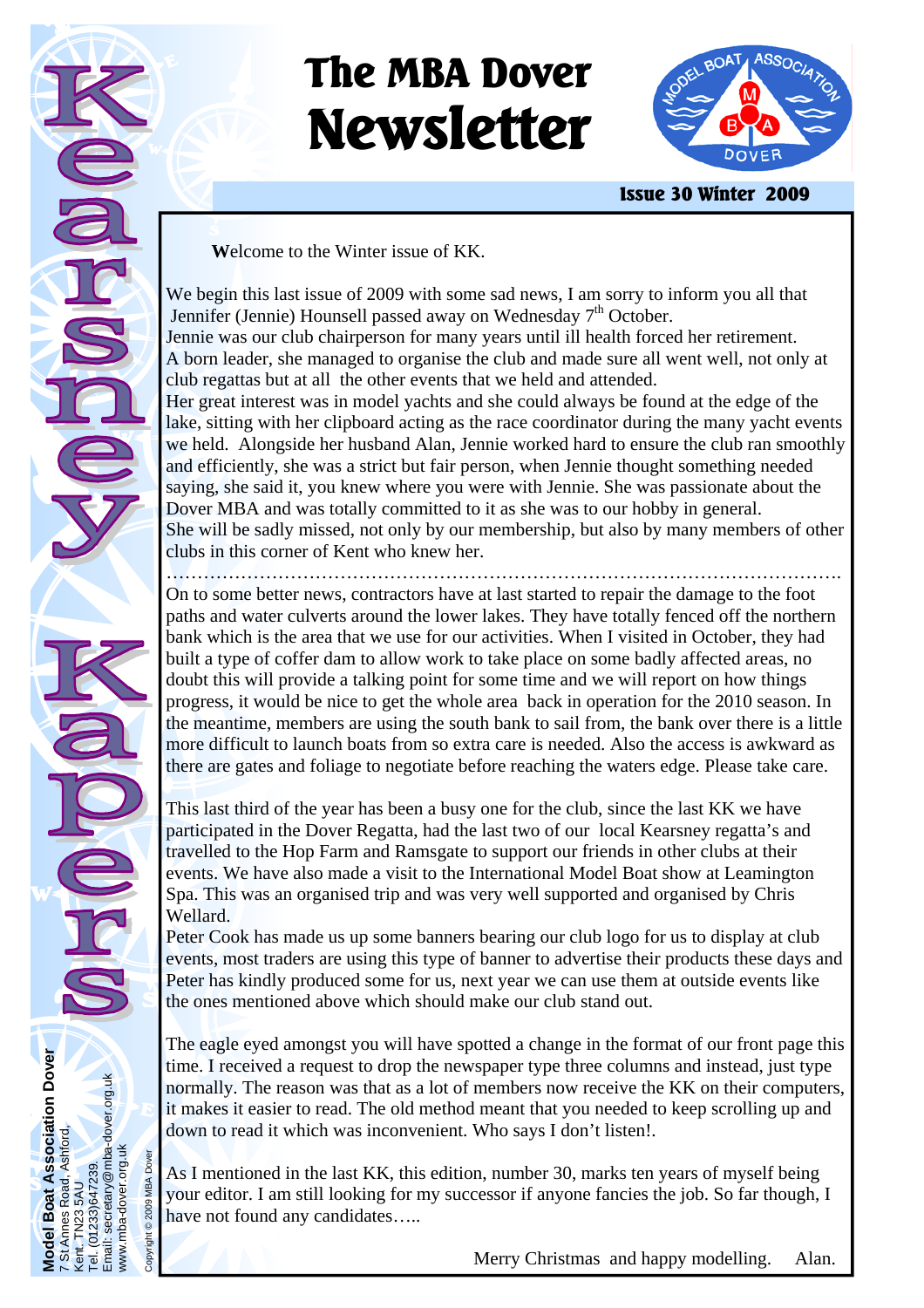# The MBA Dover Newsletter

**Issue 30 Winter 2009**

# Kearsney Kapers

**W**elcome to the Winter issue of KK.

We begin this last issue of 2009 with some sad news, I am sorry to inform you all that Jennifer (Jennie) Hounsell passed away on Wednesday 7th October.
Jennie was our club chairperson for many years until ill health forced her retirement.
A born leader, she managed to organise the club and made sure all went well, not only at club regattas but at all the other events that we held and attended.
Her great interest was in model yachts and she could always be found at the edge of the lake, sitting with her clipboard acting as the race coordinator during the many yacht events we held. Alongside her husband Alan, Jennie worked hard to ensure the club ran smoothly and efficiently, she was a strict but fair person, when Jennie thought something needed saying, she said it, you knew where you were with Jennie. She was passionate about the Dover MBA and was totally committed to it as she was to our hobby in general.
She will be sadly missed, not only by our membership, but also by many members of other clubs in this corner of Kent who knew her.

……………………………………………………………………………………………

On to some better news, contractors have at last started to repair the damage to the foot paths and water culverts around the lower lakes. They have totally fenced off the northern bank which is the area that we use for our activities. When I visited in October, they had built a type of coffer dam to allow work to take place on some badly affected areas, no doubt this will provide a talking point for some time and we will report on how things progress, it would be nice to get the whole area back in operation for the 2010 season. In the meantime, members are using the south bank to sail from, the bank over there is a little more difficult to launch boats from so extra care is needed. Also the access is awkward as there are gates and foliage to negotiate before reaching the waters edge. Please take care.

This last third of the year has been a busy one for the club, since the last KK we have participated in the Dover Regatta, had the last two of our local Kearsney regatta's and travelled to the Hop Farm and Ramsgate to support our friends in other clubs at their events. We have also made a visit to the International Model Boat show at Leamington Spa. This was an organised trip and was very well supported and organised by Chris Wellard.
Peter Cook has made us up some banners bearing our club logo for us to display at club events, most traders are using this type of banner to advertise their products these days and Peter has kindly produced some for us, next year we can use them at outside events like the ones mentioned above which should make our club stand out.

The eagle eyed amongst you will have spotted a change in the format of our front page this time. I received a request to drop the newspaper type three columns and instead, just type normally. The reason was that as a lot of members now receive the KK on their computers, it makes it easier to read. The old method meant that you needed to keep scrolling up and down to read it which was inconvenient. Who says I don't listen!.

As I mentioned in the last KK, this edition, number 30, marks ten years of myself being your editor. I am still looking for my successor if anyone fancies the job. So far though, I have not found any candidates…..

Merry Christmas and happy modelling. Alan.

**Model Boat Association Dover**
7 St Annes Road, Ashford,
Kent. TN23 5AU
Tel. (01233)647239.
Email: secretary@mba-dover.org.uk
www.mba-dover.org.uk

Copyright © 2009 MBA Dover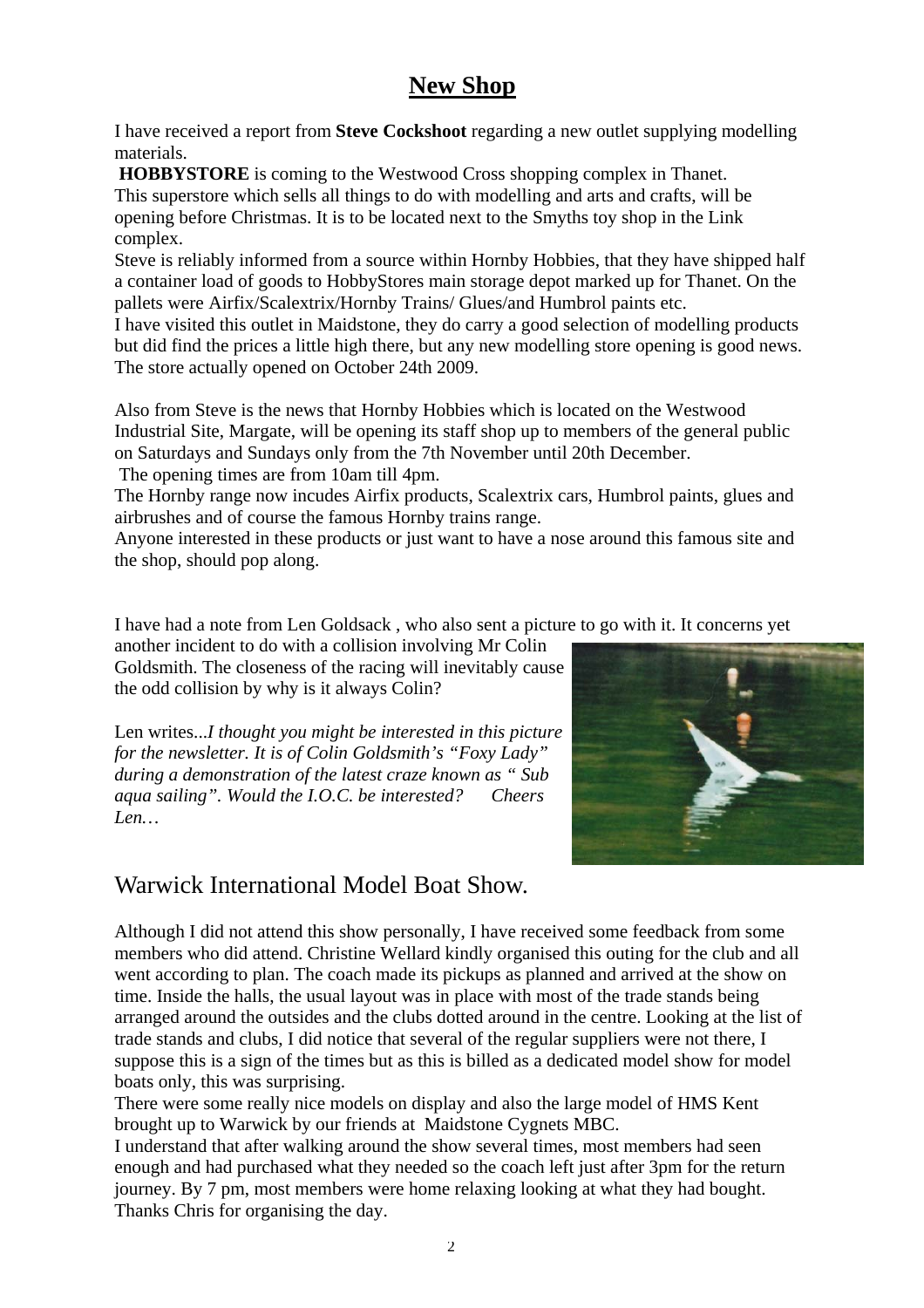# New Shop

I have received a report from **Steve Cockshoot** regarding a new outlet supplying modelling materials.

**HOBBYSTORE** is coming to the Westwood Cross shopping complex in Thanet.
This superstore which sells all things to do with modelling and arts and crafts, will be opening before Christmas. It is to be located next to the Smyths toy shop in the Link complex.
Steve is reliably informed from a source within Hornby Hobbies, that they have shipped half a container load of goods to HobbyStores main storage depot marked up for Thanet. On the pallets were Airfix/Scalextrix/Hornby Trains/ Glues/and Humbrol paints etc.
I have visited this outlet in Maidstone, they do carry a good selection of modelling products but did find the prices a little high there, but any new modelling store opening is good news.
The store actually opened on October 24th 2009.

Also from Steve is the news that Hornby Hobbies which is located on the Westwood Industrial Site, Margate, will be opening its staff shop up to members of the general public on Saturdays and Sundays only from the 7th November until 20th December.
The opening times are from 10am till 4pm.
The Hornby range now incudes Airfix products, Scalextrix cars, Humbrol paints, glues and airbrushes and of course the famous Hornby trains range.
Anyone interested in these products or just want to have a nose around this famous site and the shop, should pop along.

I have had a note from Len Goldsack , who also sent a picture to go with it. It concerns yet another incident to do with a collision involving Mr Colin Goldsmith. The closeness of the racing will inevitably cause the odd collision by why is it always Colin?

Len writes...*I thought you might be interested in this picture for the newsletter. It is of Colin Goldsmith's "Foxy Lady" during a demonstration of the latest craze known as " Sub aqua sailing". Would the I.O.C. be interested? Cheers Len…*

## Warwick International Model Boat Show.

Although I did not attend this show personally, I have received some feedback from some members who did attend. Christine Wellard kindly organised this outing for the club and all went according to plan. The coach made its pickups as planned and arrived at the show on time. Inside the halls, the usual layout was in place with most of the trade stands being arranged around the outsides and the clubs dotted around in the centre. Looking at the list of trade stands and clubs, I did notice that several of the regular suppliers were not there, I suppose this is a sign of the times but as this is billed as a dedicated model show for model boats only, this was surprising.
There were some really nice models on display and also the large model of HMS Kent brought up to Warwick by our friends at Maidstone Cygnets MBC.
I understand that after walking around the show several times, most members had seen enough and had purchased what they needed so the coach left just after 3pm for the return journey. By 7 pm, most members were home relaxing looking at what they had bought.
Thanks Chris for organising the day.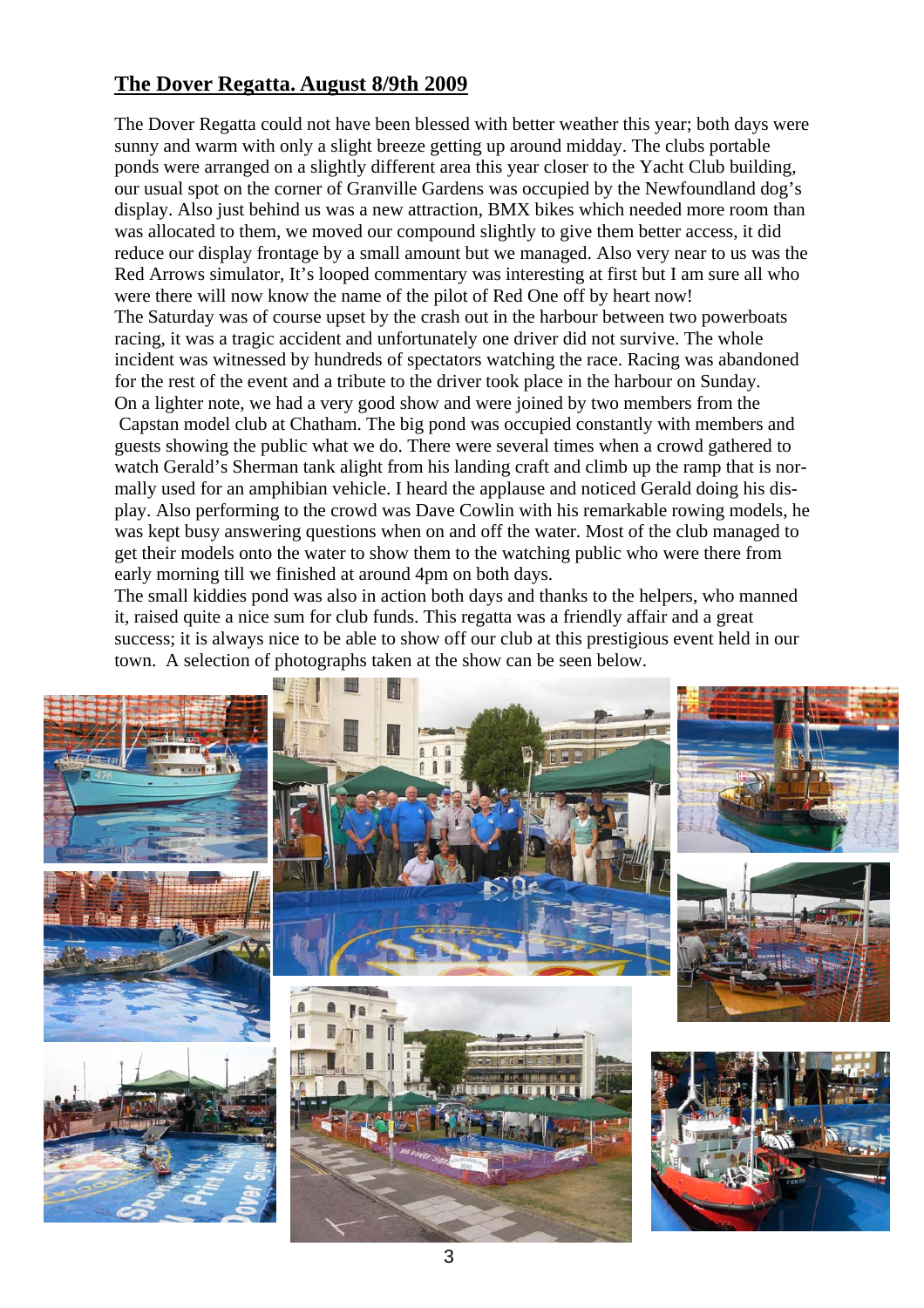## The Dover Regatta. August 8/9th 2009

The Dover Regatta could not have been blessed with better weather this year; both days were sunny and warm with only a slight breeze getting up around midday. The clubs portable ponds were arranged on a slightly different area this year closer to the Yacht Club building, our usual spot on the corner of Granville Gardens was occupied by the Newfoundland dog's display. Also just behind us was a new attraction, BMX bikes which needed more room than was allocated to them, we moved our compound slightly to give them better access, it did reduce our display frontage by a small amount but we managed. Also very near to us was the Red Arrows simulator, It's looped commentary was interesting at first but I am sure all who were there will now know the name of the pilot of Red One off by heart now!

The Saturday was of course upset by the crash out in the harbour between two powerboats racing, it was a tragic accident and unfortunately one driver did not survive. The whole incident was witnessed by hundreds of spectators watching the race. Racing was abandoned for the rest of the event and a tribute to the driver took place in the harbour on Sunday.

On a lighter note, we had a very good show and were joined by two members from the Capstan model club at Chatham. The big pond was occupied constantly with members and guests showing the public what we do. There were several times when a crowd gathered to watch Gerald's Sherman tank alight from his landing craft and climb up the ramp that is normally used for an amphibian vehicle. I heard the applause and noticed Gerald doing his display. Also performing to the crowd was Dave Cowlin with his remarkable rowing models, he was kept busy answering questions when on and off the water. Most of the club managed to get their models onto the water to show them to the watching public who were there from early morning till we finished at around 4pm on both days.

The small kiddies pond was also in action both days and thanks to the helpers, who manned it, raised quite a nice sum for club funds. This regatta was a friendly affair and a great success; it is always nice to be able to show off our club at this prestigious event held in our town. A selection of photographs taken at the show can be seen below.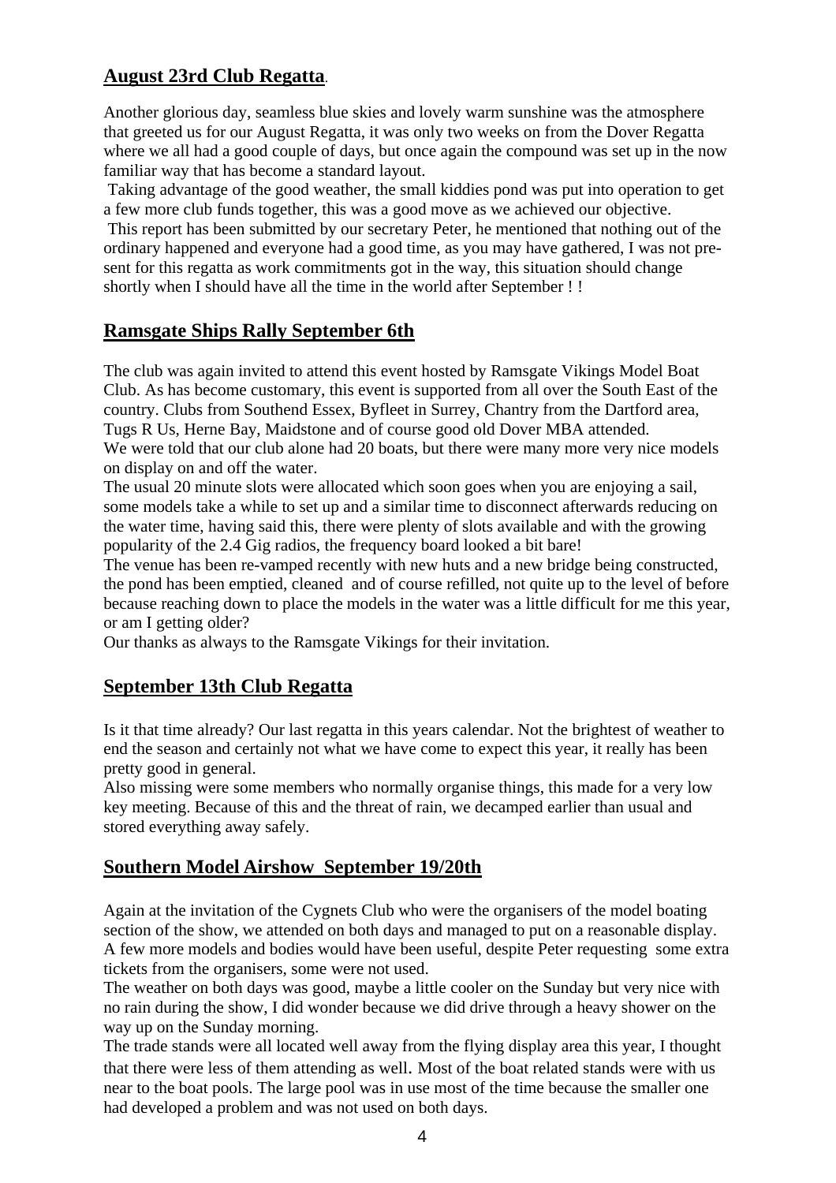## August 23rd Club Regatta.

Another glorious day, seamless blue skies and lovely warm sunshine was the atmosphere that greeted us for our August Regatta, it was only two weeks on from the Dover Regatta where we all had a good couple of days, but once again the compound was set up in the now familiar way that has become a standard layout.

Taking advantage of the good weather, the small kiddies pond was put into operation to get a few more club funds together, this was a good move as we achieved our objective.

This report has been submitted by our secretary Peter, he mentioned that nothing out of the ordinary happened and everyone had a good time, as you may have gathered, I was not present for this regatta as work commitments got in the way, this situation should change shortly when I should have all the time in the world after September ! !

## Ramsgate Ships Rally September 6th

The club was again invited to attend this event hosted by Ramsgate Vikings Model Boat Club. As has become customary, this event is supported from all over the South East of the country. Clubs from Southend Essex, Byfleet in Surrey, Chantry from the Dartford area, Tugs R Us, Herne Bay, Maidstone and of course good old Dover MBA attended.

We were told that our club alone had 20 boats, but there were many more very nice models on display on and off the water.

The usual 20 minute slots were allocated which soon goes when you are enjoying a sail, some models take a while to set up and a similar time to disconnect afterwards reducing on the water time, having said this, there were plenty of slots available and with the growing popularity of the 2.4 Gig radios, the frequency board looked a bit bare!

The venue has been re-vamped recently with new huts and a new bridge being constructed, the pond has been emptied, cleaned and of course refilled, not quite up to the level of before because reaching down to place the models in the water was a little difficult for me this year, or am I getting older?

Our thanks as always to the Ramsgate Vikings for their invitation.

## September 13th Club Regatta

Is it that time already? Our last regatta in this years calendar. Not the brightest of weather to end the season and certainly not what we have come to expect this year, it really has been pretty good in general.

Also missing were some members who normally organise things, this made for a very low key meeting. Because of this and the threat of rain, we decamped earlier than usual and stored everything away safely.

## Southern Model Airshow September 19/20th

Again at the invitation of the Cygnets Club who were the organisers of the model boating section of the show, we attended on both days and managed to put on a reasonable display. A few more models and bodies would have been useful, despite Peter requesting some extra tickets from the organisers, some were not used.

The weather on both days was good, maybe a little cooler on the Sunday but very nice with no rain during the show, I did wonder because we did drive through a heavy shower on the way up on the Sunday morning.

The trade stands were all located well away from the flying display area this year, I thought that there were less of them attending as well. Most of the boat related stands were with us near to the boat pools. The large pool was in use most of the time because the smaller one had developed a problem and was not used on both days.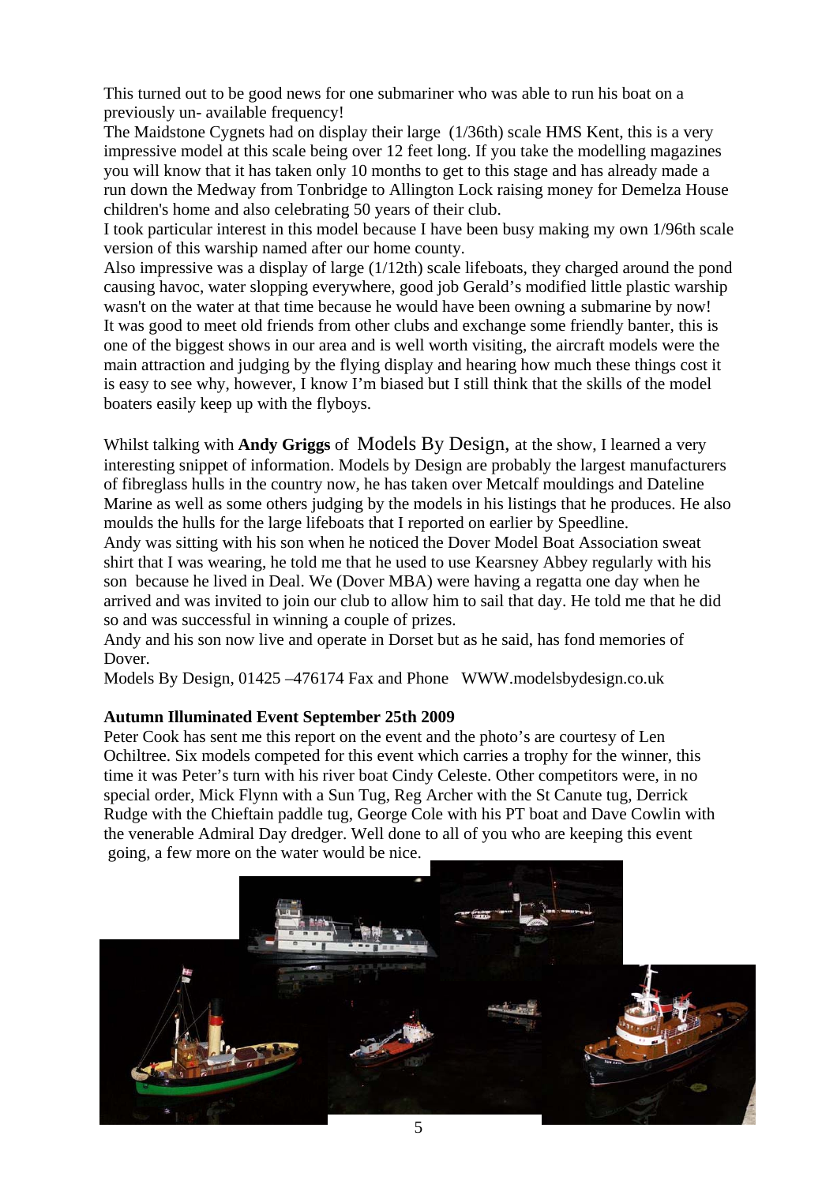This turned out to be good news for one submariner who was able to run his boat on a previously un- available frequency!

The Maidstone Cygnets had on display their large (1/36th) scale HMS Kent, this is a very impressive model at this scale being over 12 feet long. If you take the modelling magazines you will know that it has taken only 10 months to get to this stage and has already made a run down the Medway from Tonbridge to Allington Lock raising money for Demelza House children's home and also celebrating 50 years of their club.

I took particular interest in this model because I have been busy making my own 1/96th scale version of this warship named after our home county.

Also impressive was a display of large (1/12th) scale lifeboats, they charged around the pond causing havoc, water slopping everywhere, good job Gerald's modified little plastic warship wasn't on the water at that time because he would have been owning a submarine by now!

It was good to meet old friends from other clubs and exchange some friendly banter, this is one of the biggest shows in our area and is well worth visiting, the aircraft models were the main attraction and judging by the flying display and hearing how much these things cost it is easy to see why, however, I know I'm biased but I still think that the skills of the model boaters easily keep up with the flyboys.

Whilst talking with **Andy Griggs** of Models By Design, at the show, I learned a very interesting snippet of information. Models by Design are probably the largest manufacturers of fibreglass hulls in the country now, he has taken over Metcalf mouldings and Dateline Marine as well as some others judging by the models in his listings that he produces. He also moulds the hulls for the large lifeboats that I reported on earlier by Speedline.

Andy was sitting with his son when he noticed the Dover Model Boat Association sweat shirt that I was wearing, he told me that he used to use Kearsney Abbey regularly with his son because he lived in Deal. We (Dover MBA) were having a regatta one day when he arrived and was invited to join our club to allow him to sail that day. He told me that he did so and was successful in winning a couple of prizes.

Andy and his son now live and operate in Dorset but as he said, has fond memories of Dover.

Models By Design, 01425 –476174 Fax and Phone WWW.modelsbydesign.co.uk

**Autumn Illuminated Event September 25th 2009**

Peter Cook has sent me this report on the event and the photo's are courtesy of Len Ochiltree. Six models competed for this event which carries a trophy for the winner, this time it was Peter's turn with his river boat Cindy Celeste. Other competitors were, in no special order, Mick Flynn with a Sun Tug, Reg Archer with the St Canute tug, Derrick Rudge with the Chieftain paddle tug, George Cole with his PT boat and Dave Cowlin with the venerable Admiral Day dredger. Well done to all of you who are keeping this event going, a few more on the water would be nice.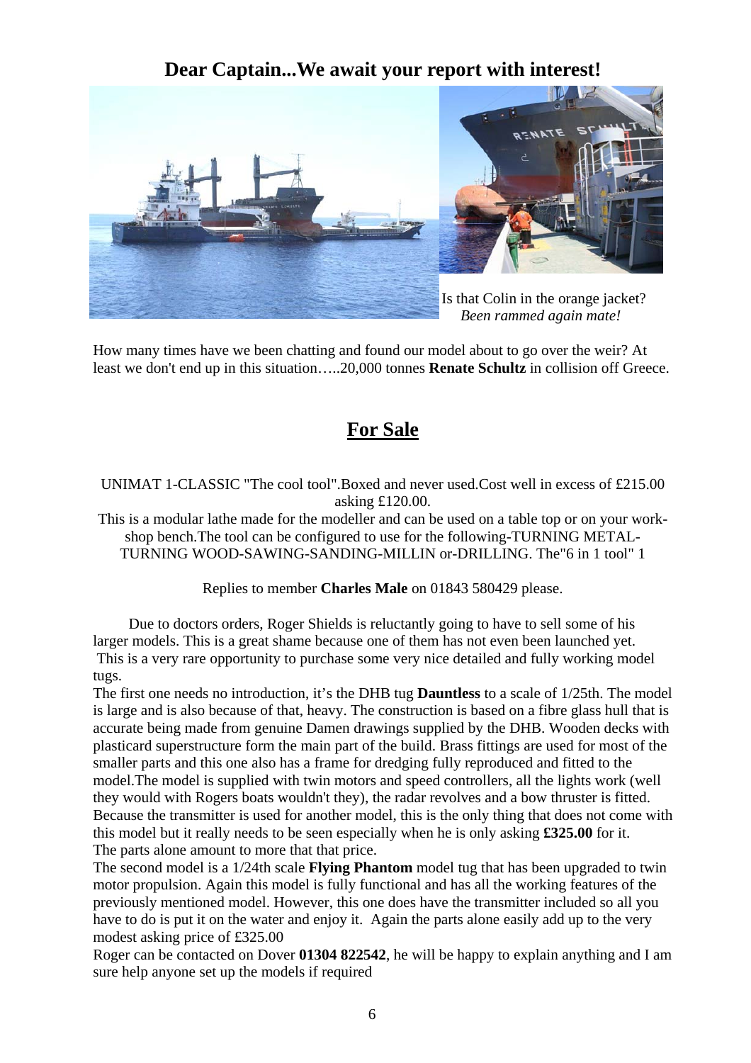## Dear Captain...We await your report with interest!

Is that Colin in the orange jacket?
*Been rammed again mate!*

How many times have we been chatting and found our model about to go over the weir? At least we don't end up in this situation…..20,000 tonnes **Renate Schultz** in collision off Greece.

## For Sale

UNIMAT 1-CLASSIC "The cool tool".Boxed and never used.Cost well in excess of £215.00 asking £120.00.
This is a modular lathe made for the modeller and can be used on a table top or on your work-shop bench.The tool can be configured to use for the following-TURNING METAL-TURNING WOOD-SAWING-SANDING-MILLIN or-DRILLING. The"6 in 1 tool" 1

Replies to member **Charles Male** on 01843 580429 please.

Due to doctors orders, Roger Shields is reluctantly going to have to sell some of his larger models. This is a great shame because one of them has not even been launched yet. This is a very rare opportunity to purchase some very nice detailed and fully working model tugs.

The first one needs no introduction, it's the DHB tug **Dauntless** to a scale of 1/25th. The model is large and is also because of that, heavy. The construction is based on a fibre glass hull that is accurate being made from genuine Damen drawings supplied by the DHB. Wooden decks with plasticard superstructure form the main part of the build. Brass fittings are used for most of the smaller parts and this one also has a frame for dredging fully reproduced and fitted to the model.The model is supplied with twin motors and speed controllers, all the lights work (well they would with Rogers boats wouldn't they), the radar revolves and a bow thruster is fitted. Because the transmitter is used for another model, this is the only thing that does not come with this model but it really needs to be seen especially when he is only asking **£325.00** for it. The parts alone amount to more that that price.

The second model is a 1/24th scale **Flying Phantom** model tug that has been upgraded to twin motor propulsion. Again this model is fully functional and has all the working features of the previously mentioned model. However, this one does have the transmitter included so all you have to do is put it on the water and enjoy it. Again the parts alone easily add up to the very modest asking price of £325.00

Roger can be contacted on Dover **01304 822542**, he will be happy to explain anything and I am sure help anyone set up the models if required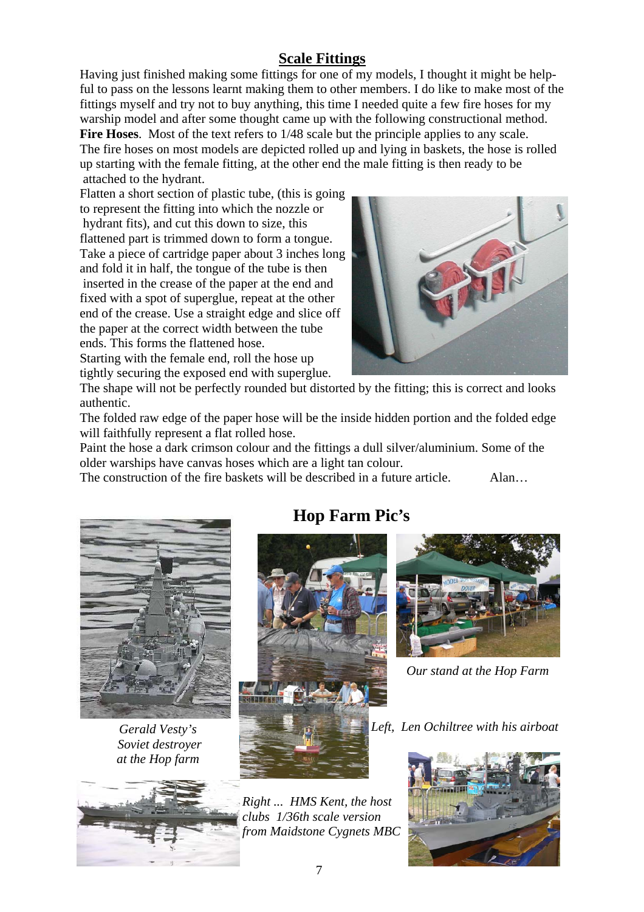## Scale Fittings

Having just finished making some fittings for one of my models, I thought it might be helpful to pass on the lessons learnt making them to other members. I do like to make most of the fittings myself and try not to buy anything, this time I needed quite a few fire hoses for my warship model and after some thought came up with the following constructional method.

**Fire Hoses**. Most of the text refers to 1/48 scale but the principle applies to any scale.

The fire hoses on most models are depicted rolled up and lying in baskets, the hose is rolled up starting with the female fitting, at the other end the male fitting is then ready to be attached to the hydrant.

Flatten a short section of plastic tube, (this is going to represent the fitting into which the nozzle or hydrant fits), and cut this down to size, this flattened part is trimmed down to form a tongue. Take a piece of cartridge paper about 3 inches long and fold it in half, the tongue of the tube is then inserted in the crease of the paper at the end and fixed with a spot of superglue, repeat at the other end of the crease. Use a straight edge and slice off the paper at the correct width between the tube ends. This forms the flattened hose.

Starting with the female end, roll the hose up tightly securing the exposed end with superglue.

The shape will not be perfectly rounded but distorted by the fitting; this is correct and looks authentic.

The folded raw edge of the paper hose will be the inside hidden portion and the folded edge will faithfully represent a flat rolled hose.

Paint the hose a dark crimson colour and the fittings a dull silver/aluminium. Some of the older warships have canvas hoses which are a light tan colour.

The construction of the fire baskets will be described in a future article. Alan…

## Hop Farm Pic's

*Gerald Vesty's Soviet destroyer at the Hop farm*

*Our stand at the Hop Farm*

*Left, Len Ochiltree with his airboat*

*Right ... HMS Kent, the host clubs 1/36th scale version from Maidstone Cygnets MBC*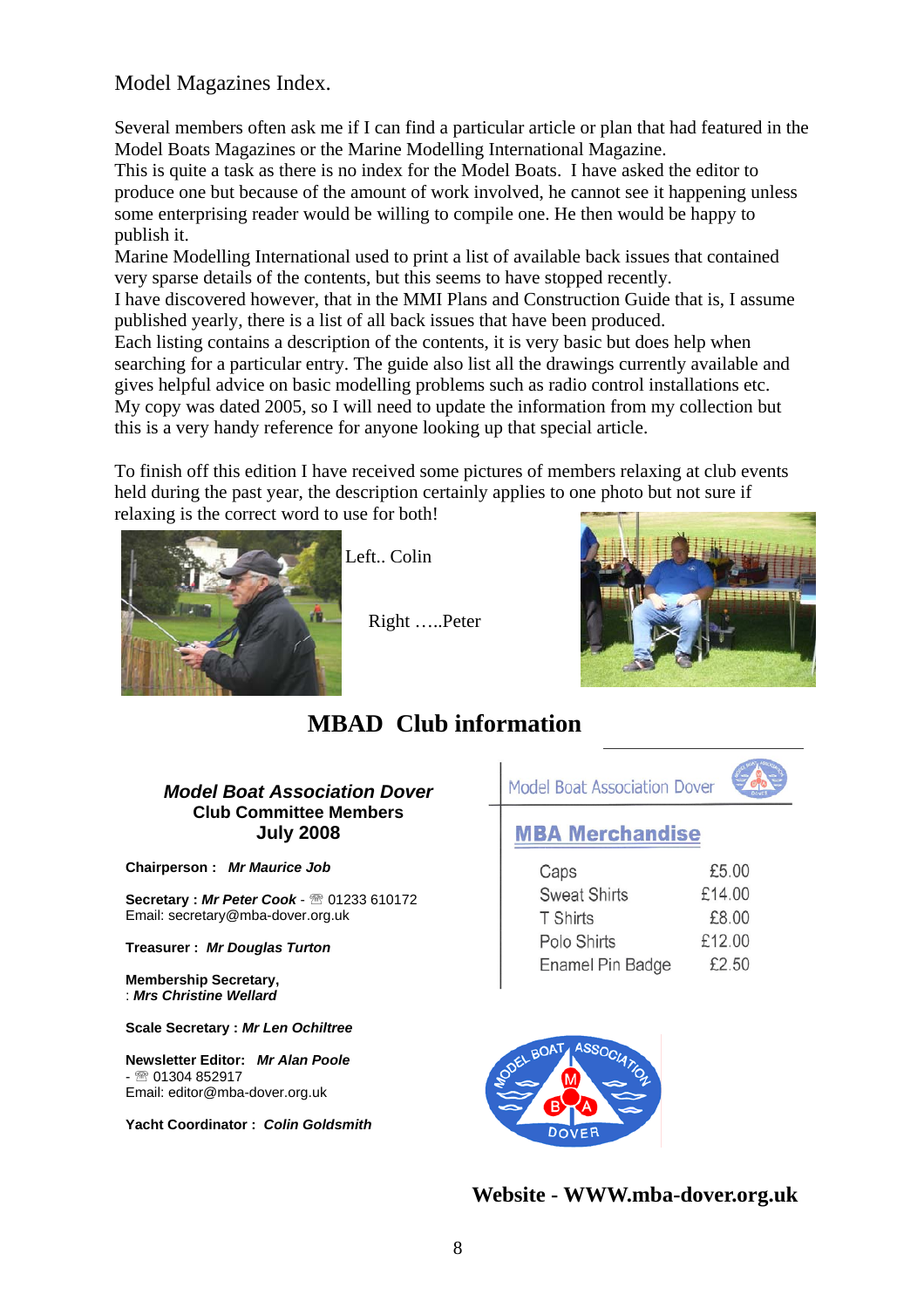Model Magazines Index.

Several members often ask me if I can find a particular article or plan that had featured in the Model Boats Magazines or the Marine Modelling International Magazine.
This is quite a task as there is no index for the Model Boats. I have asked the editor to produce one but because of the amount of work involved, he cannot see it happening unless some enterprising reader would be willing to compile one. He then would be happy to publish it.
Marine Modelling International used to print a list of available back issues that contained very sparse details of the contents, but this seems to have stopped recently.
I have discovered however, that in the MMI Plans and Construction Guide that is, I assume published yearly, there is a list of all back issues that have been produced.
Each listing contains a description of the contents, it is very basic but does help when searching for a particular entry. The guide also list all the drawings currently available and gives helpful advice on basic modelling problems such as radio control installations etc.
My copy was dated 2005, so I will need to update the information from my collection but this is a very handy reference for anyone looking up that special article.

To finish off this edition I have received some pictures of members relaxing at club events held during the past year, the description certainly applies to one photo but not sure if relaxing is the correct word to use for both!

Left.. Colin

Right …..Peter

# MBAD Club information

***Model Boat Association Dover***
**Club Committee Members**
**July 2008**

**Chairperson :** ***Mr Maurice Job***

**Secretary :** ***Mr Peter Cook*** - ☏ 01233 610172
Email: secretary@mba-dover.org.uk

**Treasurer :** ***Mr Douglas Turton***

**Membership Secretary,**
: ***Mrs Christine Wellard***

**Scale Secretary :** ***Mr Len Ochiltree***

**Newsletter Editor:** ***Mr Alan Poole***
- ☏ 01304 852917
Email: editor@mba-dover.org.uk

**Yacht Coordinator :** ***Colin Goldsmith***

Model Boat Association Dover

## MBA Merchandise

| | |
|---|---|
| Caps | £5.00 |
| Sweat Shirts | £14.00 |
| T Shirts | £8.00 |
| Polo Shirts | £12.00 |
| Enamel Pin Badge | £2.50 |

MODEL BOAT ASSOCIATION M B A DOVER

**Website - WWW.mba-dover.org.uk**